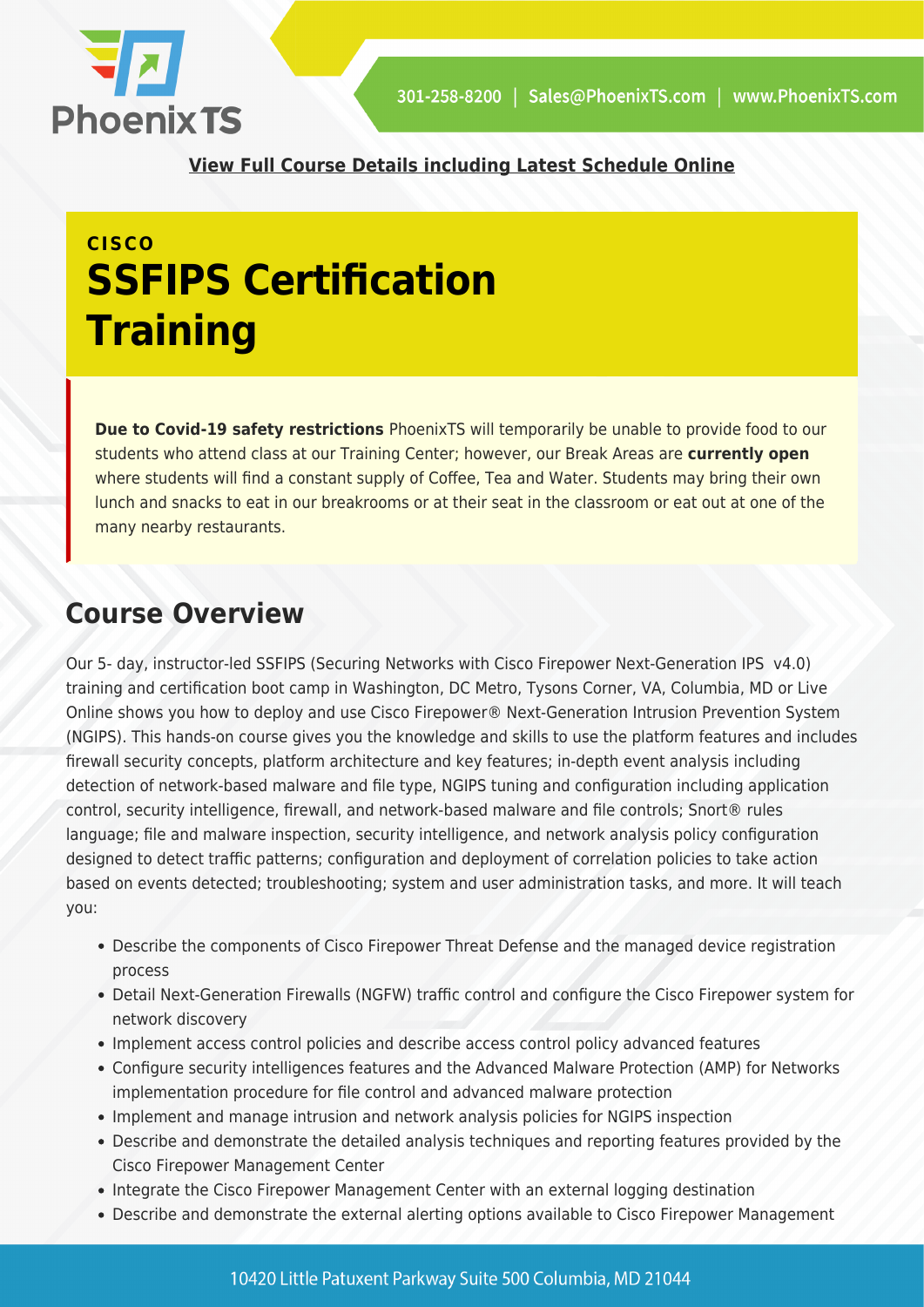**View Full Course Details including Latest Schedule Online**

**CISCO**

# SSFIPS Certification Training

**Due to Covid-19 safety restrictions** PhoenixTS will temporarily be unable to provide food to our students who attend class at our Training Center; however, our Break Areas are **currently open** where students will find a constant supply of Coffee, Tea and Water. Students may bring their own lunch and snacks to eat in our breakrooms or at their seat in the classroom or eat out at one of the many nearby restaurants.

## Course Overview

Our 5- day, instructor-led SSFIPS (Securing Networks with Cisco Firepower Next-Generation IPS v4.0) training and certification boot camp in Washington, DC Metro, Tysons Corner, VA, Columbia, MD or Live Online shows you how to deploy and use Cisco Firepower® Next-Generation Intrusion Prevention System (NGIPS). This hands-on course gives you the knowledge and skills to use the platform features and includes firewall security concepts, platform architecture and key features; in-depth event analysis including detection of network-based malware and file type, NGIPS tuning and configuration including application control, security intelligence, firewall, and network-based malware and file controls; Snort® rules language; file and malware inspection, security intelligence, and network analysis policy configuration designed to detect traffic patterns; configuration and deployment of correlation policies to take action based on events detected; troubleshooting; system and user administration tasks, and more. It will teach you:

- Describe the components of Cisco Firepower Threat Defense and the managed device registration process
- Detail Next-Generation Firewalls (NGFW) traffic control and configure the Cisco Firepower system for network discovery
- Implement access control policies and describe access control policy advanced features
- Configure security intelligences features and the Advanced Malware Protection (AMP) for Networks implementation procedure for file control and advanced malware protection
- Implement and manage intrusion and network analysis policies for NGIPS inspection
- Describe and demonstrate the detailed analysis techniques and reporting features provided by the Cisco Firepower Management Center
- Integrate the Cisco Firepower Management Center with an external logging destination
- Describe and demonstrate the external alerting options available to Cisco Firepower Management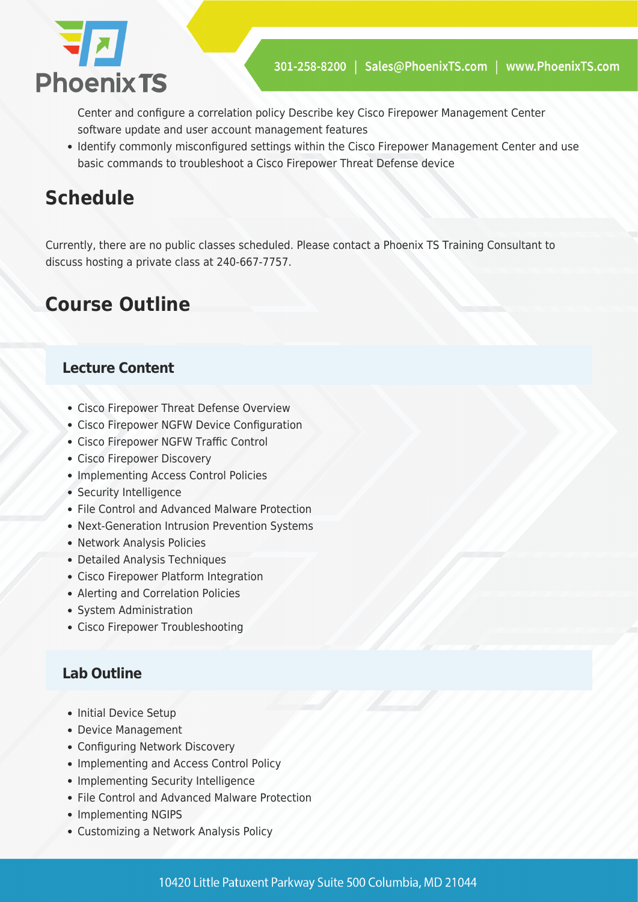Center and configure a correlation policy Describe key Cisco Firepower Management Center software update and user account management features
- Identify commonly misconfigured settings within the Cisco Firepower Management Center and use basic commands to troubleshoot a Cisco Firepower Threat Defense device

## Schedule

Currently, there are no public classes scheduled. Please contact a Phoenix TS Training Consultant to discuss hosting a private class at 240-667-7757.

## Course Outline

### Lecture Content

- Cisco Firepower Threat Defense Overview
- Cisco Firepower NGFW Device Configuration
- Cisco Firepower NGFW Traffic Control
- Cisco Firepower Discovery
- Implementing Access Control Policies
- Security Intelligence
- File Control and Advanced Malware Protection
- Next-Generation Intrusion Prevention Systems
- Network Analysis Policies
- Detailed Analysis Techniques
- Cisco Firepower Platform Integration
- Alerting and Correlation Policies
- System Administration
- Cisco Firepower Troubleshooting

### Lab Outline

- Initial Device Setup
- Device Management
- Configuring Network Discovery
- Implementing and Access Control Policy
- Implementing Security Intelligence
- File Control and Advanced Malware Protection
- Implementing NGIPS
- Customizing a Network Analysis Policy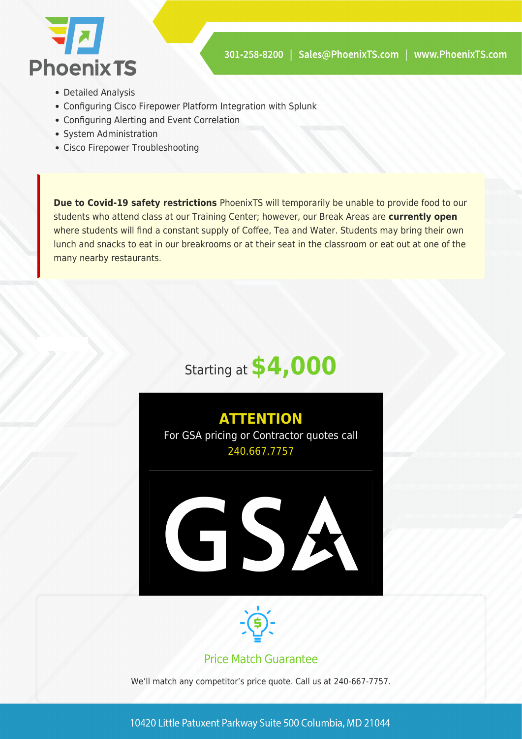- Detailed Analysis
- Configuring Cisco Firepower Platform Integration with Splunk
- Configuring Alerting and Event Correlation
- System Administration
- Cisco Firepower Troubleshooting

**Due to Covid-19 safety restrictions** PhoenixTS will temporarily be unable to provide food to our students who attend class at our Training Center; however, our Break Areas are **currently open** where students will find a constant supply of Coffee, Tea and Water. Students may bring their own lunch and snacks to eat in our breakrooms or at their seat in the classroom or eat out at one of the many nearby restaurants.

Starting at **$4,000**

**ATTENTION**

For GSA pricing or Contractor quotes call 240.667.7757

GSA

Price Match Guarantee

We'll match any competitor's price quote. Call us at 240-667-7757.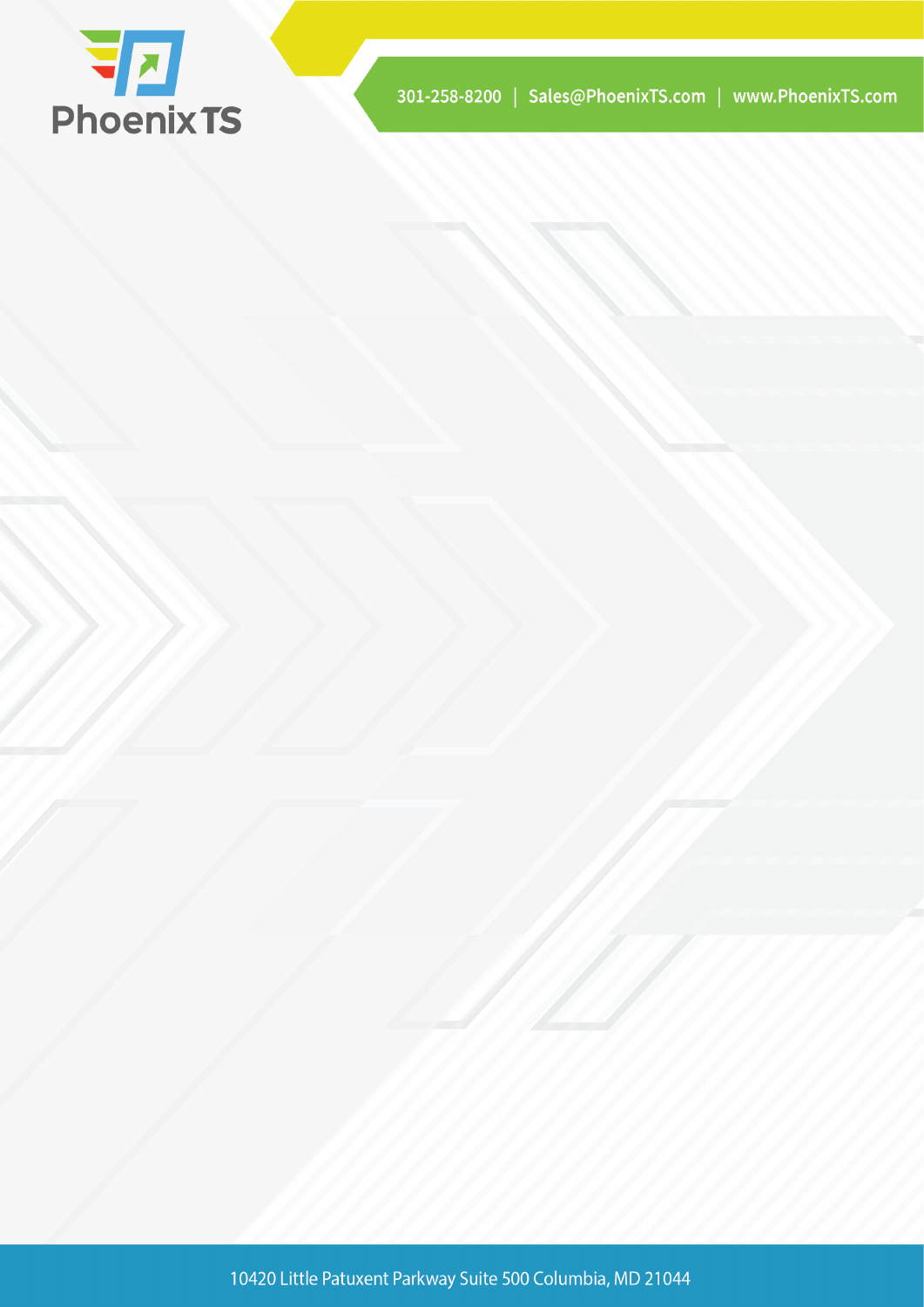PhoenixTS

301-258-8200 | Sales@PhoenixTS.com | www.PhoenixTS.com

10420 Little Patuxent Parkway Suite 500 Columbia, MD 21044